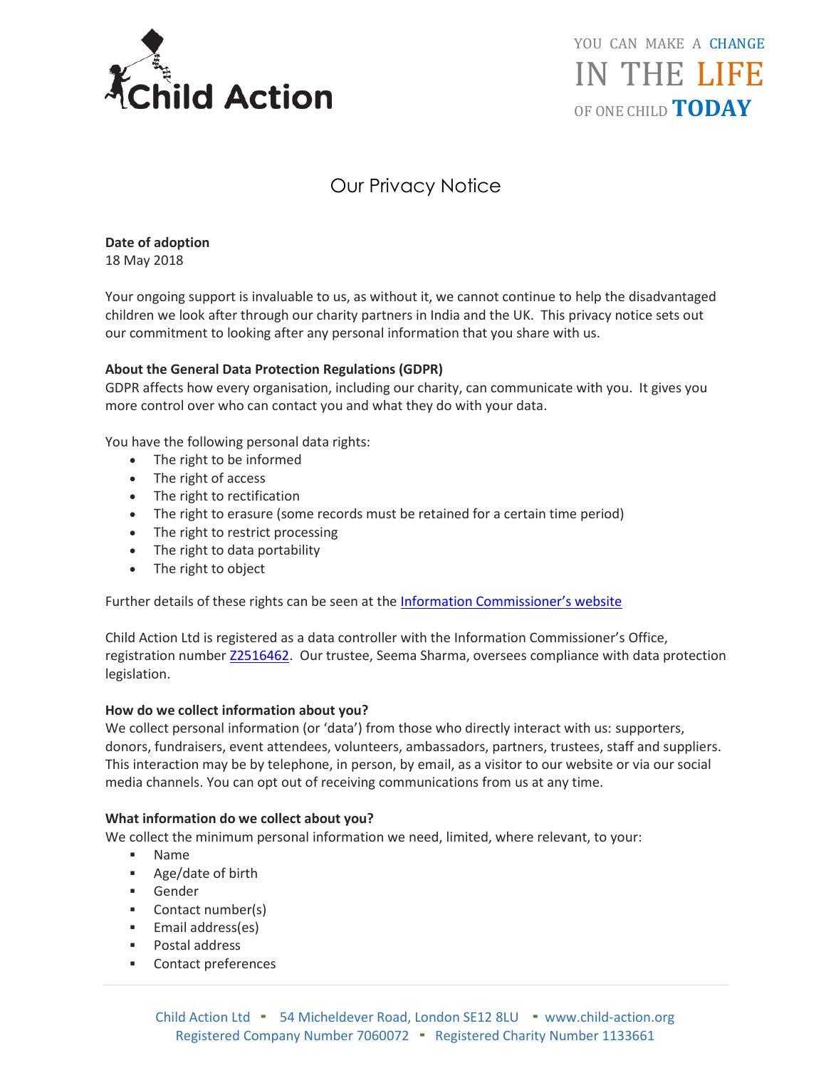Child Action

YOU CAN MAKE A CHANGE IN THE LIFE OF ONE CHILD TODAY

# Our Privacy Notice

**Date of adoption**
18 May 2018

Your ongoing support is invaluable to us, as without it, we cannot continue to help the disadvantaged children we look after through our charity partners in India and the UK. This privacy notice sets out our commitment to looking after any personal information that you share with us.

**About the General Data Protection Regulations (GDPR)**
GDPR affects how every organisation, including our charity, can communicate with you. It gives you more control over who can contact you and what they do with your data.

You have the following personal data rights:

- The right to be informed
- The right of access
- The right to rectification
- The right to erasure (some records must be retained for a certain time period)
- The right to restrict processing
- The right to data portability
- The right to object

Further details of these rights can be seen at the Information Commissioner's website

Child Action Ltd is registered as a data controller with the Information Commissioner's Office, registration number Z2516462. Our trustee, Seema Sharma, oversees compliance with data protection legislation.

**How do we collect information about you?**
We collect personal information (or 'data') from those who directly interact with us: supporters, donors, fundraisers, event attendees, volunteers, ambassadors, partners, trustees, staff and suppliers. This interaction may be by telephone, in person, by email, as a visitor to our website or via our social media channels. You can opt out of receiving communications from us at any time.

**What information do we collect about you?**
We collect the minimum personal information we need, limited, where relevant, to your:

- Name
- Age/date of birth
- Gender
- Contact number(s)
- Email address(es)
- Postal address
- Contact preferences

Child Action Ltd ▪ 54 Micheldever Road, London SE12 8LU ▪ www.child-action.org
Registered Company Number 7060072 ▪ Registered Charity Number 1133661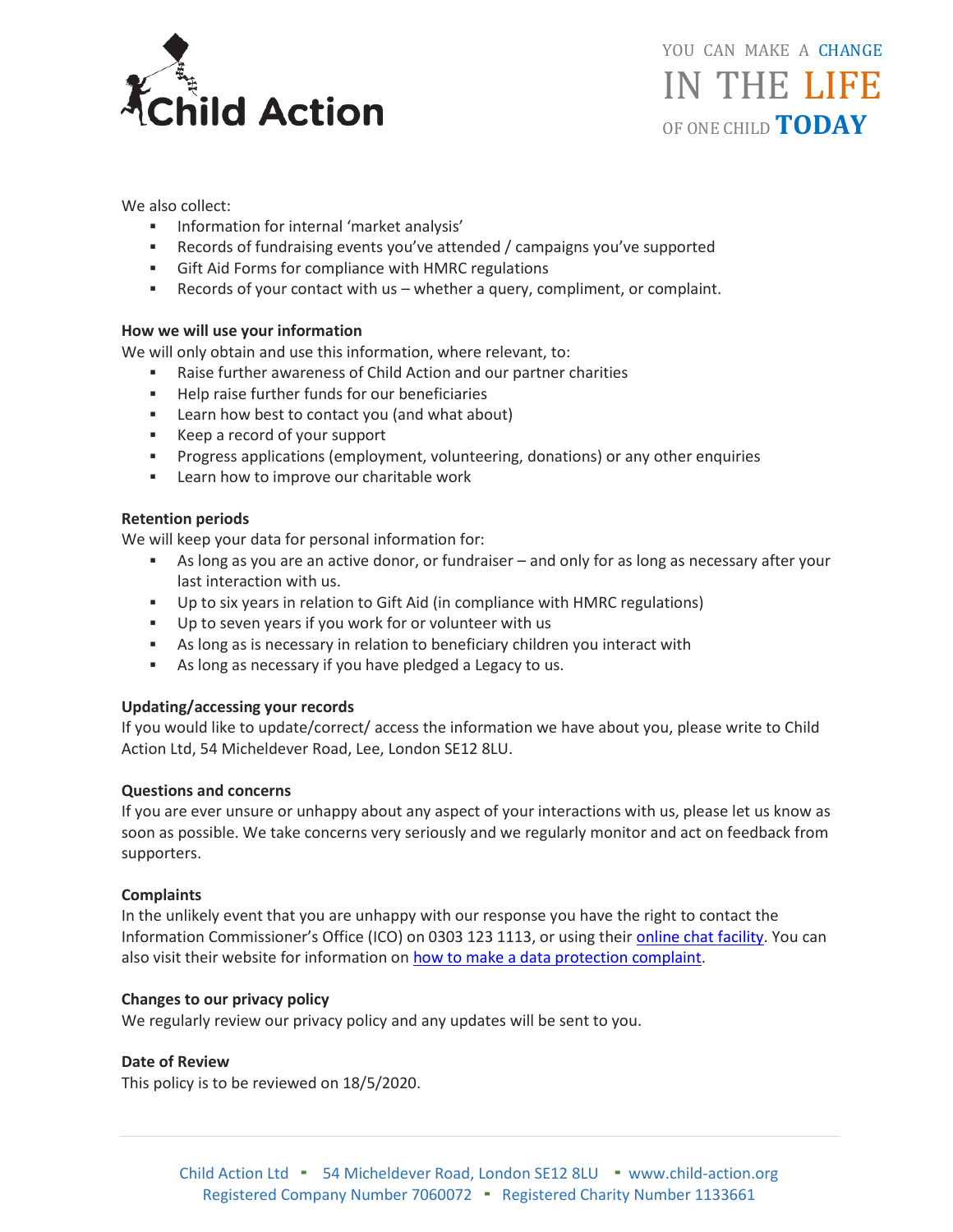We also collect:

- Information for internal 'market analysis'
- Records of fundraising events you've attended / campaigns you've supported
- Gift Aid Forms for compliance with HMRC regulations
- Records of your contact with us – whether a query, compliment, or complaint.

**How we will use your information**

We will only obtain and use this information, where relevant, to:

- Raise further awareness of Child Action and our partner charities
- Help raise further funds for our beneficiaries
- Learn how best to contact you (and what about)
- Keep a record of your support
- Progress applications (employment, volunteering, donations) or any other enquiries
- Learn how to improve our charitable work

**Retention periods**

We will keep your data for personal information for:

- As long as you are an active donor, or fundraiser – and only for as long as necessary after your last interaction with us.
- Up to six years in relation to Gift Aid (in compliance with HMRC regulations)
- Up to seven years if you work for or volunteer with us
- As long as is necessary in relation to beneficiary children you interact with
- As long as necessary if you have pledged a Legacy to us.

**Updating/accessing your records**

If you would like to update/correct/ access the information we have about you, please write to Child Action Ltd, 54 Micheldever Road, Lee, London SE12 8LU.

**Questions and concerns**

If you are ever unsure or unhappy about any aspect of your interactions with us, please let us know as soon as possible. We take concerns very seriously and we regularly monitor and act on feedback from supporters.

**Complaints**

In the unlikely event that you are unhappy with our response you have the right to contact the Information Commissioner's Office (ICO) on 0303 123 1113, or using their online chat facility. You can also visit their website for information on how to make a data protection complaint.

**Changes to our privacy policy**

We regularly review our privacy policy and any updates will be sent to you.

**Date of Review**

This policy is to be reviewed on 18/5/2020.